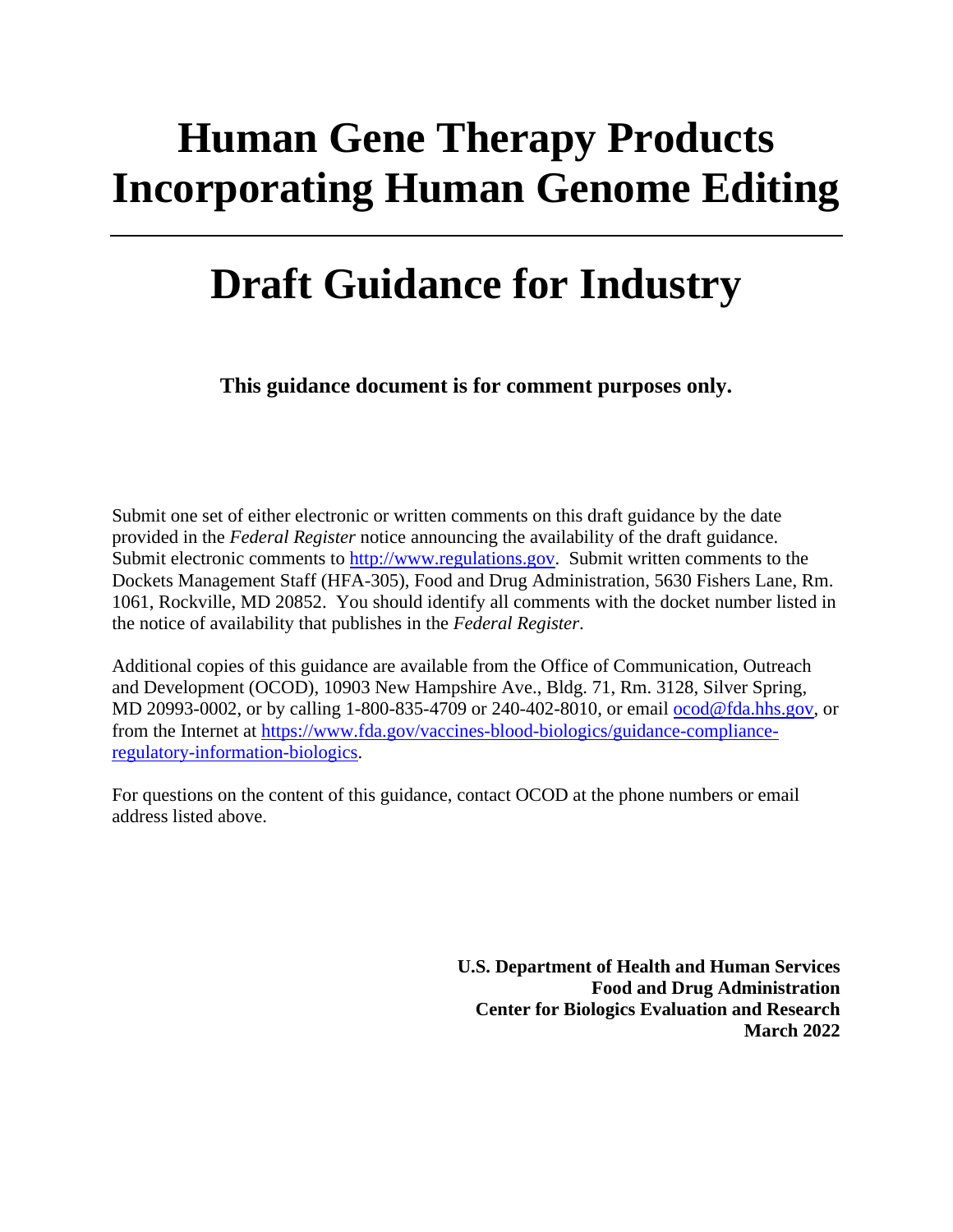# Human Gene Therapy Products Incorporating Human Genome Editing

---

# Draft Guidance for Industry

**This guidance document is for comment purposes only.**

Submit one set of either electronic or written comments on this draft guidance by the date provided in the *Federal Register* notice announcing the availability of the draft guidance. Submit electronic comments to http://www.regulations.gov. Submit written comments to the Dockets Management Staff (HFA-305), Food and Drug Administration, 5630 Fishers Lane, Rm. 1061, Rockville, MD 20852. You should identify all comments with the docket number listed in the notice of availability that publishes in the *Federal Register*.

Additional copies of this guidance are available from the Office of Communication, Outreach and Development (OCOD), 10903 New Hampshire Ave., Bldg. 71, Rm. 3128, Silver Spring, MD 20993-0002, or by calling 1-800-835-4709 or 240-402-8010, or email ocod@fda.hhs.gov, or from the Internet at https://www.fda.gov/vaccines-blood-biologics/guidance-compliance-regulatory-information-biologics.

For questions on the content of this guidance, contact OCOD at the phone numbers or email address listed above.

**U.S. Department of Health and Human Services**
**Food and Drug Administration**
**Center for Biologics Evaluation and Research**
**March 2022**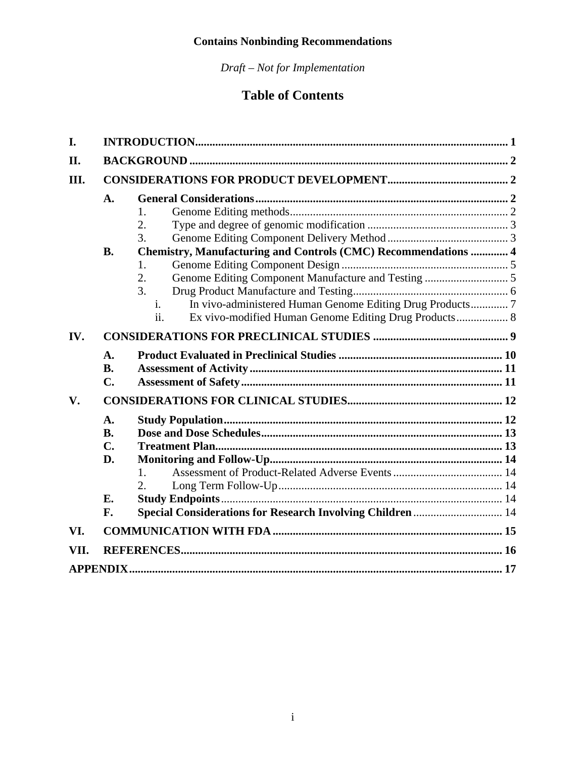**Contains Nonbinding Recommendations**

*Draft – Not for Implementation*

# Table of Contents

**I. INTRODUCTION** ........ 1

**II. BACKGROUND** ........ 2

**III. CONSIDERATIONS FOR PRODUCT DEVELOPMENT** ........ 2

- **A. General Considerations** ........ 2
  - 1. Genome Editing methods ........ 2
  - 2. Type and degree of genomic modification ........ 3
  - 3. Genome Editing Component Delivery Method ........ 3
- **B. Chemistry, Manufacturing and Controls (CMC) Recommendations** ........ 4
  - 1. Genome Editing Component Design ........ 5
  - 2. Genome Editing Component Manufacture and Testing ........ 5
  - 3. Drug Product Manufacture and Testing ........ 6
    - i. In vivo-administered Human Genome Editing Drug Products ........ 7
    - ii. Ex vivo-modified Human Genome Editing Drug Products ........ 8

**IV. CONSIDERATIONS FOR PRECLINICAL STUDIES** ........ 9

- **A. Product Evaluated in Preclinical Studies** ........ 10
- **B. Assessment of Activity** ........ 11
- **C. Assessment of Safety** ........ 11

**V. CONSIDERATIONS FOR CLINICAL STUDIES** ........ 12

- **A. Study Population** ........ 12
- **B. Dose and Dose Schedules** ........ 13
- **C. Treatment Plan** ........ 13
- **D. Monitoring and Follow-Up** ........ 14
  - 1. Assessment of Product-Related Adverse Events ........ 14
  - 2. Long Term Follow-Up ........ 14
- **E. Study Endpoints** ........ 14
- **F. Special Considerations for Research Involving Children** ........ 14

**VI. COMMUNICATION WITH FDA** ........ 15

**VII. REFERENCES** ........ 16

**APPENDIX** ........ 17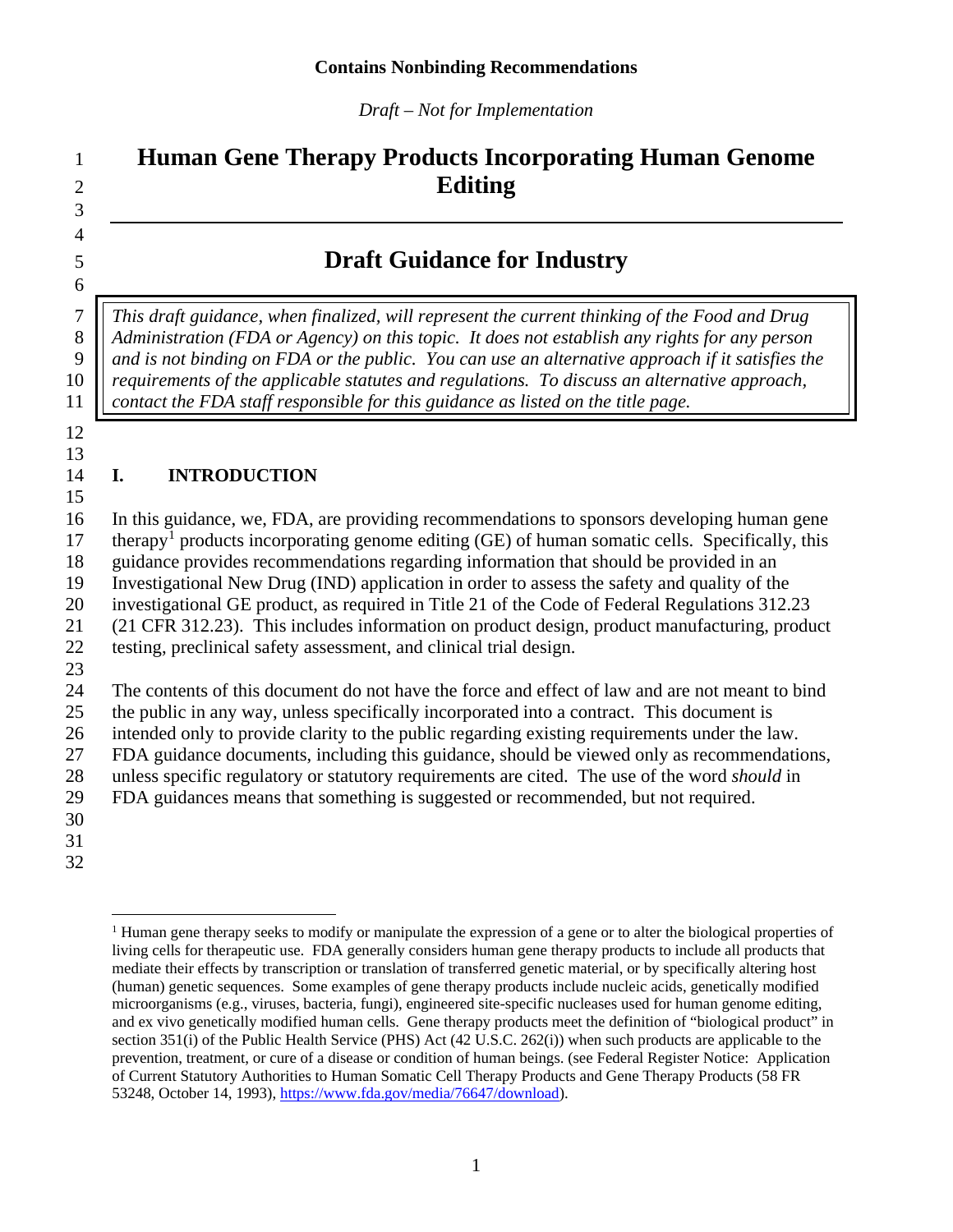**Contains Nonbinding Recommendations**

*Draft – Not for Implementation*

# Human Gene Therapy Products Incorporating Human Genome Editing

## Draft Guidance for Industry

*This draft guidance, when finalized, will represent the current thinking of the Food and Drug Administration (FDA or Agency) on this topic. It does not establish any rights for any person and is not binding on FDA or the public. You can use an alternative approach if it satisfies the requirements of the applicable statutes and regulations. To discuss an alternative approach, contact the FDA staff responsible for this guidance as listed on the title page.*

## I. INTRODUCTION

In this guidance, we, FDA, are providing recommendations to sponsors developing human gene therapy[1] products incorporating genome editing (GE) of human somatic cells. Specifically, this guidance provides recommendations regarding information that should be provided in an Investigational New Drug (IND) application in order to assess the safety and quality of the investigational GE product, as required in Title 21 of the Code of Federal Regulations 312.23 (21 CFR 312.23). This includes information on product design, product manufacturing, product testing, preclinical safety assessment, and clinical trial design.

The contents of this document do not have the force and effect of law and are not meant to bind the public in any way, unless specifically incorporated into a contract. This document is intended only to provide clarity to the public regarding existing requirements under the law. FDA guidance documents, including this guidance, should be viewed only as recommendations, unless specific regulatory or statutory requirements are cited. The use of the word *should* in FDA guidances means that something is suggested or recommended, but not required.

---

[1] Human gene therapy seeks to modify or manipulate the expression of a gene or to alter the biological properties of living cells for therapeutic use. FDA generally considers human gene therapy products to include all products that mediate their effects by transcription or translation of transferred genetic material, or by specifically altering host (human) genetic sequences. Some examples of gene therapy products include nucleic acids, genetically modified microorganisms (e.g., viruses, bacteria, fungi), engineered site-specific nucleases used for human genome editing, and ex vivo genetically modified human cells. Gene therapy products meet the definition of "biological product" in section 351(i) of the Public Health Service (PHS) Act (42 U.S.C. 262(i)) when such products are applicable to the prevention, treatment, or cure of a disease or condition of human beings. (see Federal Register Notice: Application of Current Statutory Authorities to Human Somatic Cell Therapy Products and Gene Therapy Products (58 FR 53248, October 14, 1993), https://www.fda.gov/media/76647/download).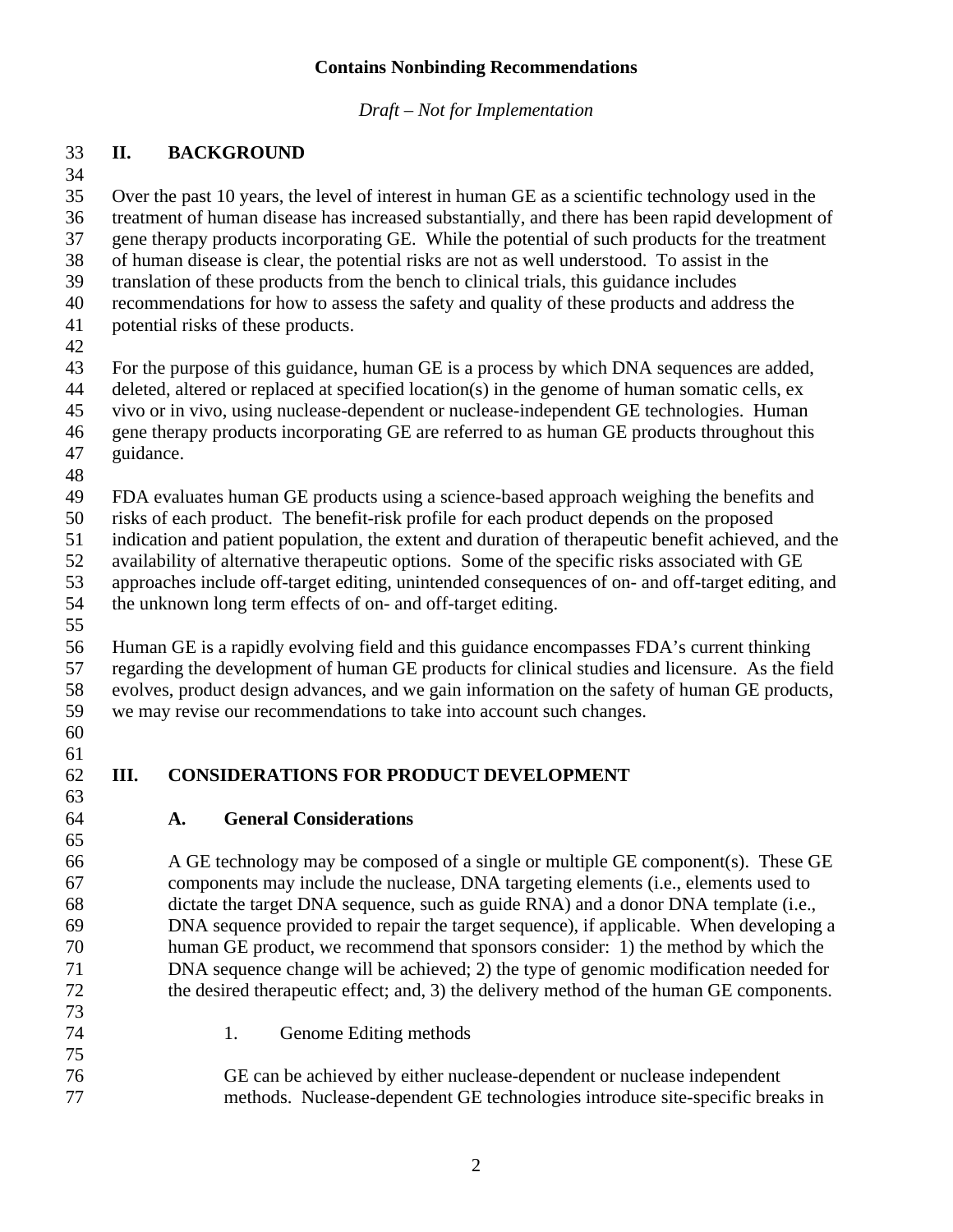## II. BACKGROUND

Over the past 10 years, the level of interest in human GE as a scientific technology used in the treatment of human disease has increased substantially, and there has been rapid development of gene therapy products incorporating GE. While the potential of such products for the treatment of human disease is clear, the potential risks are not as well understood. To assist in the translation of these products from the bench to clinical trials, this guidance includes recommendations for how to assess the safety and quality of these products and address the potential risks of these products.

For the purpose of this guidance, human GE is a process by which DNA sequences are added, deleted, altered or replaced at specified location(s) in the genome of human somatic cells, ex vivo or in vivo, using nuclease-dependent or nuclease-independent GE technologies. Human gene therapy products incorporating GE are referred to as human GE products throughout this guidance.

FDA evaluates human GE products using a science-based approach weighing the benefits and risks of each product. The benefit-risk profile for each product depends on the proposed indication and patient population, the extent and duration of therapeutic benefit achieved, and the availability of alternative therapeutic options. Some of the specific risks associated with GE approaches include off-target editing, unintended consequences of on- and off-target editing, and the unknown long term effects of on- and off-target editing.

Human GE is a rapidly evolving field and this guidance encompasses FDA's current thinking regarding the development of human GE products for clinical studies and licensure. As the field evolves, product design advances, and we gain information on the safety of human GE products, we may revise our recommendations to take into account such changes.

## III. CONSIDERATIONS FOR PRODUCT DEVELOPMENT

### A. General Considerations

A GE technology may be composed of a single or multiple GE component(s). These GE components may include the nuclease, DNA targeting elements (i.e., elements used to dictate the target DNA sequence, such as guide RNA) and a donor DNA template (i.e., DNA sequence provided to repair the target sequence), if applicable. When developing a human GE product, we recommend that sponsors consider: 1) the method by which the DNA sequence change will be achieved; 2) the type of genomic modification needed for the desired therapeutic effect; and, 3) the delivery method of the human GE components.

#### 1. Genome Editing methods

GE can be achieved by either nuclease-dependent or nuclease independent methods. Nuclease-dependent GE technologies introduce site-specific breaks in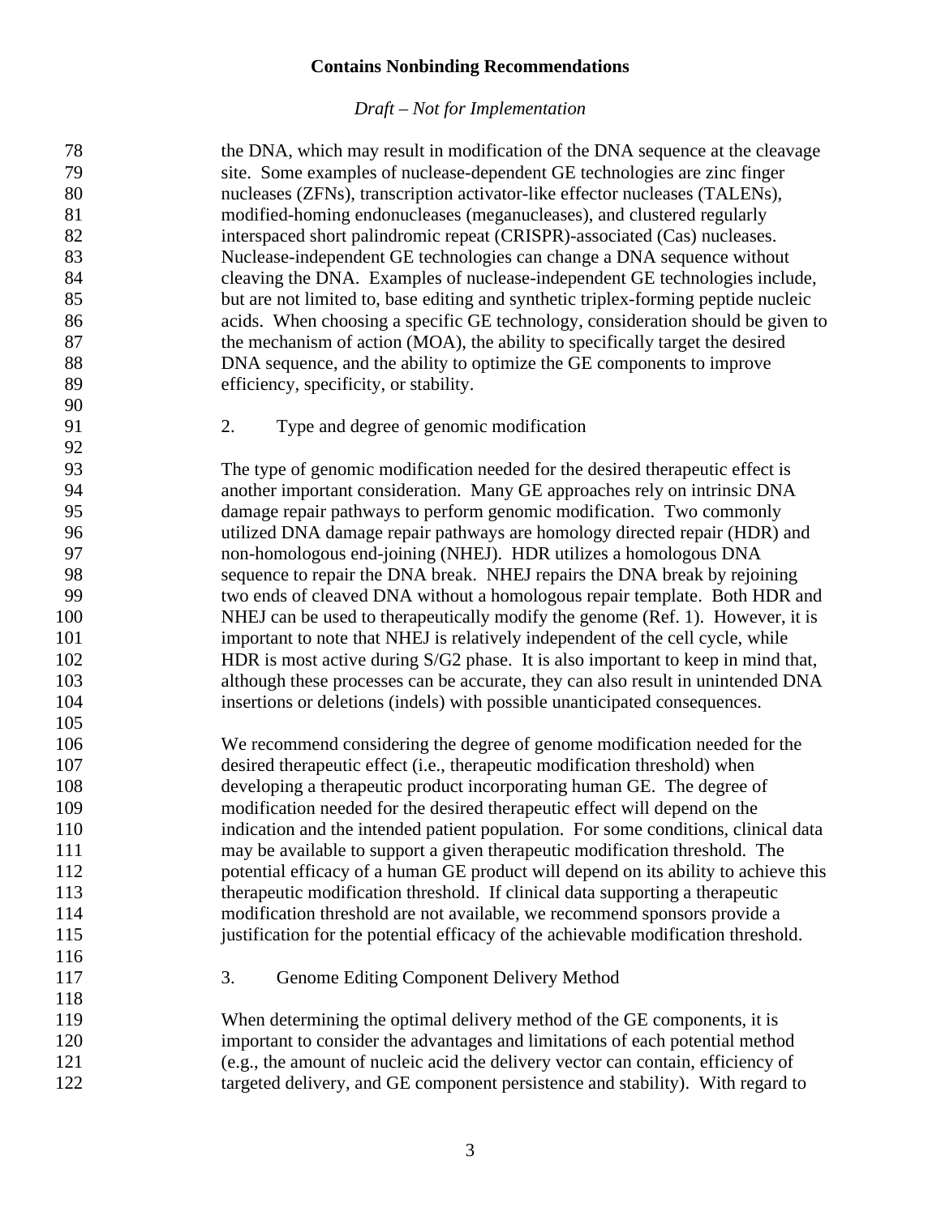the DNA, which may result in modification of the DNA sequence at the cleavage site. Some examples of nuclease-dependent GE technologies are zinc finger nucleases (ZFNs), transcription activator-like effector nucleases (TALENs), modified-homing endonucleases (meganucleases), and clustered regularly interspaced short palindromic repeat (CRISPR)-associated (Cas) nucleases. Nuclease-independent GE technologies can change a DNA sequence without cleaving the DNA. Examples of nuclease-independent GE technologies include, but are not limited to, base editing and synthetic triplex-forming peptide nucleic acids. When choosing a specific GE technology, consideration should be given to the mechanism of action (MOA), the ability to specifically target the desired DNA sequence, and the ability to optimize the GE components to improve efficiency, specificity, or stability.

2. Type and degree of genomic modification

The type of genomic modification needed for the desired therapeutic effect is another important consideration. Many GE approaches rely on intrinsic DNA damage repair pathways to perform genomic modification. Two commonly utilized DNA damage repair pathways are homology directed repair (HDR) and non-homologous end-joining (NHEJ). HDR utilizes a homologous DNA sequence to repair the DNA break. NHEJ repairs the DNA break by rejoining two ends of cleaved DNA without a homologous repair template. Both HDR and NHEJ can be used to therapeutically modify the genome (Ref. 1). However, it is important to note that NHEJ is relatively independent of the cell cycle, while HDR is most active during S/G2 phase. It is also important to keep in mind that, although these processes can be accurate, they can also result in unintended DNA insertions or deletions (indels) with possible unanticipated consequences.

We recommend considering the degree of genome modification needed for the desired therapeutic effect (i.e., therapeutic modification threshold) when developing a therapeutic product incorporating human GE. The degree of modification needed for the desired therapeutic effect will depend on the indication and the intended patient population. For some conditions, clinical data may be available to support a given therapeutic modification threshold. The potential efficacy of a human GE product will depend on its ability to achieve this therapeutic modification threshold. If clinical data supporting a therapeutic modification threshold are not available, we recommend sponsors provide a justification for the potential efficacy of the achievable modification threshold.

3. Genome Editing Component Delivery Method

When determining the optimal delivery method of the GE components, it is important to consider the advantages and limitations of each potential method (e.g., the amount of nucleic acid the delivery vector can contain, efficiency of targeted delivery, and GE component persistence and stability). With regard to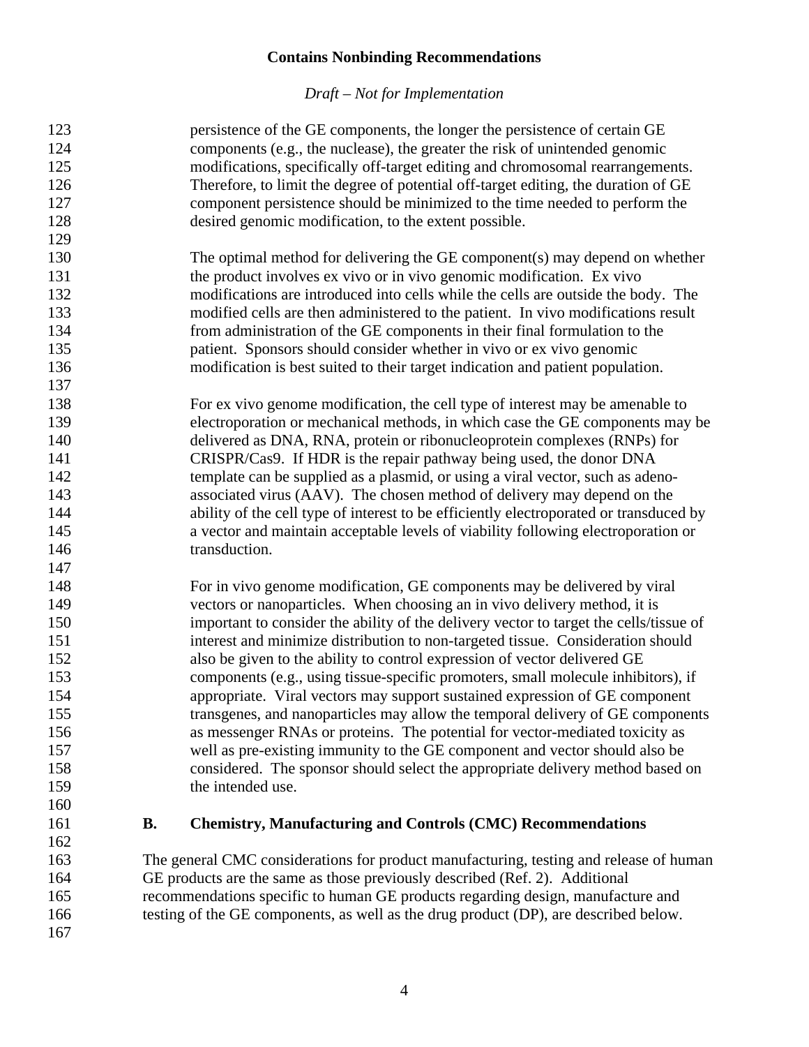persistence of the GE components, the longer the persistence of certain GE components (e.g., the nuclease), the greater the risk of unintended genomic modifications, specifically off-target editing and chromosomal rearrangements. Therefore, to limit the degree of potential off-target editing, the duration of GE component persistence should be minimized to the time needed to perform the desired genomic modification, to the extent possible.

The optimal method for delivering the GE component(s) may depend on whether the product involves ex vivo or in vivo genomic modification. Ex vivo modifications are introduced into cells while the cells are outside the body. The modified cells are then administered to the patient. In vivo modifications result from administration of the GE components in their final formulation to the patient. Sponsors should consider whether in vivo or ex vivo genomic modification is best suited to their target indication and patient population.

For ex vivo genome modification, the cell type of interest may be amenable to electroporation or mechanical methods, in which case the GE components may be delivered as DNA, RNA, protein or ribonucleoprotein complexes (RNPs) for CRISPR/Cas9. If HDR is the repair pathway being used, the donor DNA template can be supplied as a plasmid, or using a viral vector, such as adeno-associated virus (AAV). The chosen method of delivery may depend on the ability of the cell type of interest to be efficiently electroporated or transduced by a vector and maintain acceptable levels of viability following electroporation or transduction.

For in vivo genome modification, GE components may be delivered by viral vectors or nanoparticles. When choosing an in vivo delivery method, it is important to consider the ability of the delivery vector to target the cells/tissue of interest and minimize distribution to non-targeted tissue. Consideration should also be given to the ability to control expression of vector delivered GE components (e.g., using tissue-specific promoters, small molecule inhibitors), if appropriate. Viral vectors may support sustained expression of GE component transgenes, and nanoparticles may allow the temporal delivery of GE components as messenger RNAs or proteins. The potential for vector-mediated toxicity as well as pre-existing immunity to the GE component and vector should also be considered. The sponsor should select the appropriate delivery method based on the intended use.

### B. Chemistry, Manufacturing and Controls (CMC) Recommendations

The general CMC considerations for product manufacturing, testing and release of human GE products are the same as those previously described (Ref. 2). Additional recommendations specific to human GE products regarding design, manufacture and testing of the GE components, as well as the drug product (DP), are described below.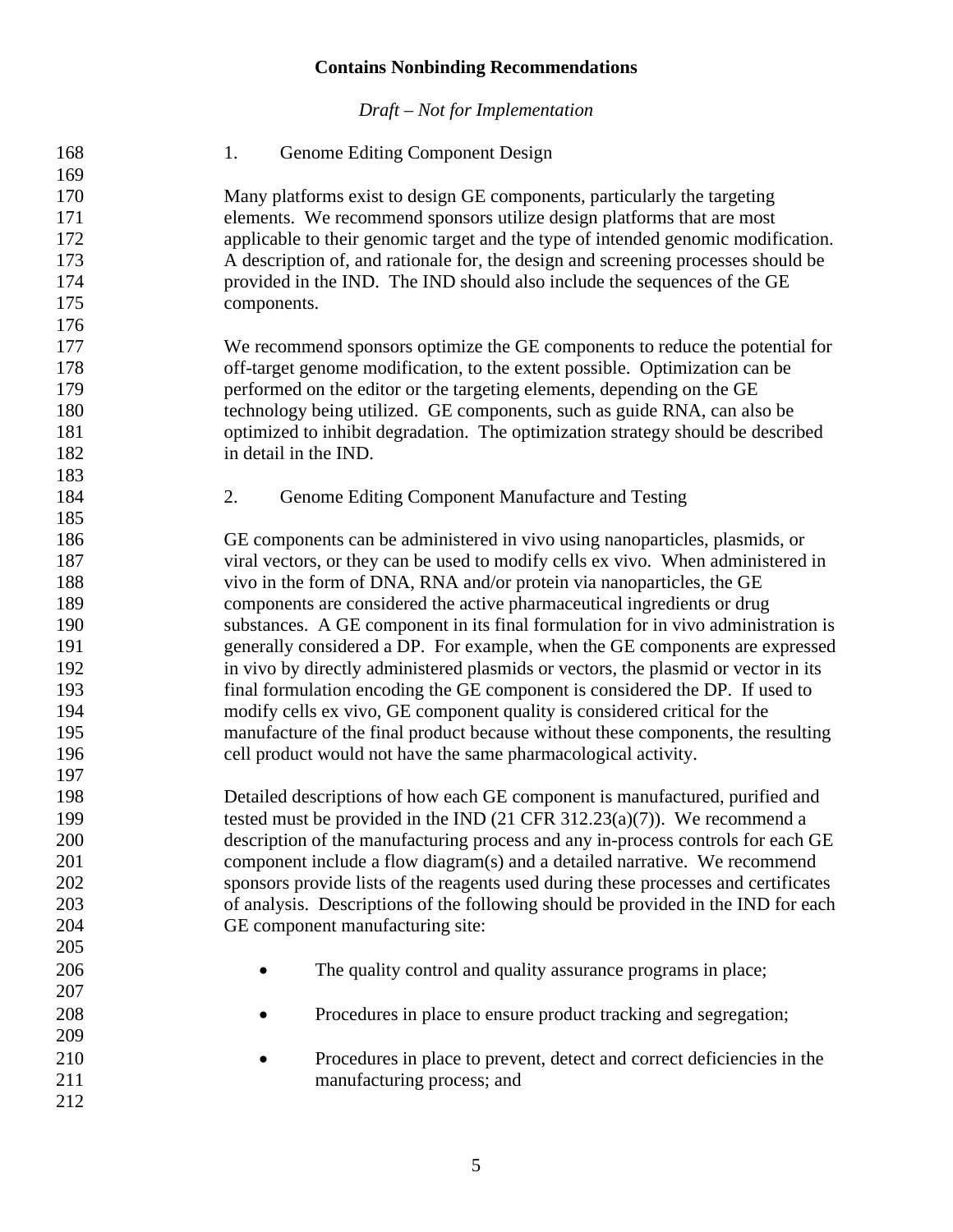### 1. Genome Editing Component Design

Many platforms exist to design GE components, particularly the targeting elements. We recommend sponsors utilize design platforms that are most applicable to their genomic target and the type of intended genomic modification. A description of, and rationale for, the design and screening processes should be provided in the IND. The IND should also include the sequences of the GE components.

We recommend sponsors optimize the GE components to reduce the potential for off-target genome modification, to the extent possible. Optimization can be performed on the editor or the targeting elements, depending on the GE technology being utilized. GE components, such as guide RNA, can also be optimized to inhibit degradation. The optimization strategy should be described in detail in the IND.

### 2. Genome Editing Component Manufacture and Testing

GE components can be administered in vivo using nanoparticles, plasmids, or viral vectors, or they can be used to modify cells ex vivo. When administered in vivo in the form of DNA, RNA and/or protein via nanoparticles, the GE components are considered the active pharmaceutical ingredients or drug substances. A GE component in its final formulation for in vivo administration is generally considered a DP. For example, when the GE components are expressed in vivo by directly administered plasmids or vectors, the plasmid or vector in its final formulation encoding the GE component is considered the DP. If used to modify cells ex vivo, GE component quality is considered critical for the manufacture of the final product because without these components, the resulting cell product would not have the same pharmacological activity.

Detailed descriptions of how each GE component is manufactured, purified and tested must be provided in the IND (21 CFR 312.23(a)(7)). We recommend a description of the manufacturing process and any in-process controls for each GE component include a flow diagram(s) and a detailed narrative. We recommend sponsors provide lists of the reagents used during these processes and certificates of analysis. Descriptions of the following should be provided in the IND for each GE component manufacturing site:

- The quality control and quality assurance programs in place;
- Procedures in place to ensure product tracking and segregation;
- Procedures in place to prevent, detect and correct deficiencies in the manufacturing process; and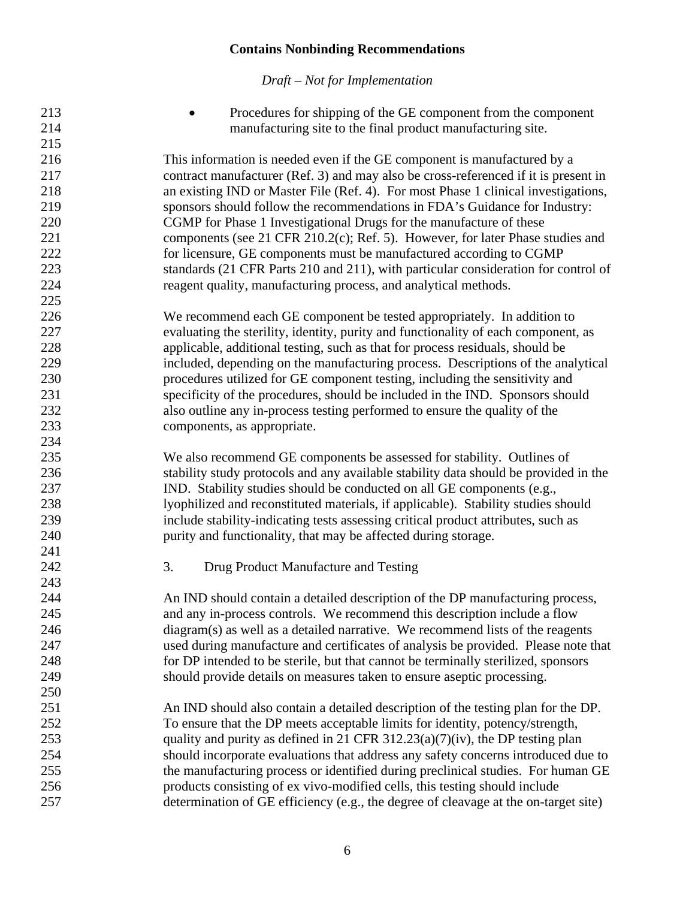- Procedures for shipping of the GE component from the component manufacturing site to the final product manufacturing site.

This information is needed even if the GE component is manufactured by a contract manufacturer (Ref. 3) and may also be cross-referenced if it is present in an existing IND or Master File (Ref. 4). For most Phase 1 clinical investigations, sponsors should follow the recommendations in FDA's Guidance for Industry: CGMP for Phase 1 Investigational Drugs for the manufacture of these components (see 21 CFR 210.2(c); Ref. 5). However, for later Phase studies and for licensure, GE components must be manufactured according to CGMP standards (21 CFR Parts 210 and 211), with particular consideration for control of reagent quality, manufacturing process, and analytical methods.

We recommend each GE component be tested appropriately. In addition to evaluating the sterility, identity, purity and functionality of each component, as applicable, additional testing, such as that for process residuals, should be included, depending on the manufacturing process. Descriptions of the analytical procedures utilized for GE component testing, including the sensitivity and specificity of the procedures, should be included in the IND. Sponsors should also outline any in-process testing performed to ensure the quality of the components, as appropriate.

We also recommend GE components be assessed for stability. Outlines of stability study protocols and any available stability data should be provided in the IND. Stability studies should be conducted on all GE components (e.g., lyophilized and reconstituted materials, if applicable). Stability studies should include stability-indicating tests assessing critical product attributes, such as purity and functionality, that may be affected during storage.

### 3. Drug Product Manufacture and Testing

An IND should contain a detailed description of the DP manufacturing process, and any in-process controls. We recommend this description include a flow diagram(s) as well as a detailed narrative. We recommend lists of the reagents used during manufacture and certificates of analysis be provided. Please note that for DP intended to be sterile, but that cannot be terminally sterilized, sponsors should provide details on measures taken to ensure aseptic processing.

An IND should also contain a detailed description of the testing plan for the DP. To ensure that the DP meets acceptable limits for identity, potency/strength, quality and purity as defined in 21 CFR 312.23(a)(7)(iv), the DP testing plan should incorporate evaluations that address any safety concerns introduced due to the manufacturing process or identified during preclinical studies. For human GE products consisting of ex vivo-modified cells, this testing should include determination of GE efficiency (e.g., the degree of cleavage at the on-target site)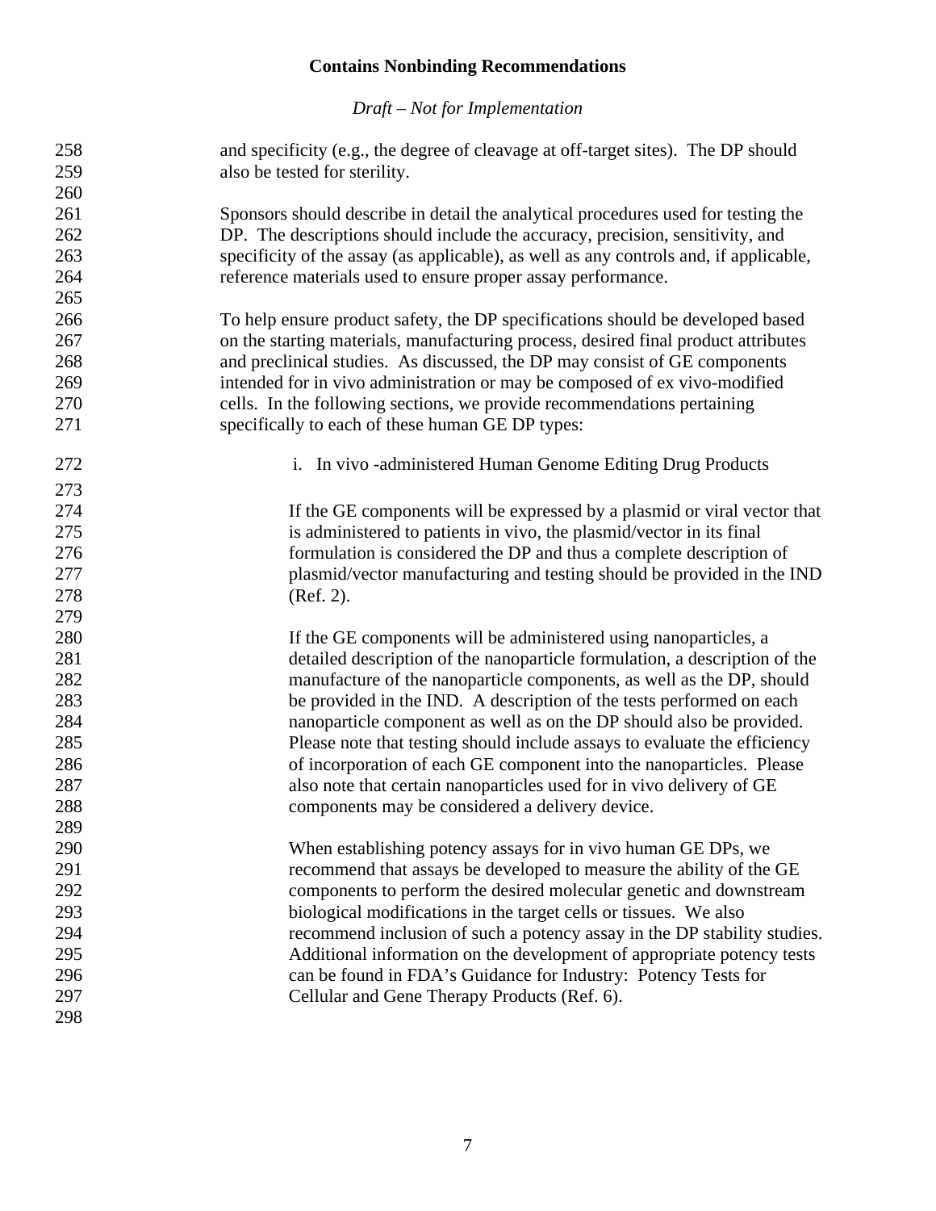and specificity (e.g., the degree of cleavage at off-target sites). The DP should also be tested for sterility.

Sponsors should describe in detail the analytical procedures used for testing the DP. The descriptions should include the accuracy, precision, sensitivity, and specificity of the assay (as applicable), as well as any controls and, if applicable, reference materials used to ensure proper assay performance.

To help ensure product safety, the DP specifications should be developed based on the starting materials, manufacturing process, desired final product attributes and preclinical studies. As discussed, the DP may consist of GE components intended for in vivo administration or may be composed of ex vivo-modified cells. In the following sections, we provide recommendations pertaining specifically to each of these human GE DP types:

i. In vivo -administered Human Genome Editing Drug Products

If the GE components will be expressed by a plasmid or viral vector that is administered to patients in vivo, the plasmid/vector in its final formulation is considered the DP and thus a complete description of plasmid/vector manufacturing and testing should be provided in the IND (Ref. 2).

If the GE components will be administered using nanoparticles, a detailed description of the nanoparticle formulation, a description of the manufacture of the nanoparticle components, as well as the DP, should be provided in the IND. A description of the tests performed on each nanoparticle component as well as on the DP should also be provided. Please note that testing should include assays to evaluate the efficiency of incorporation of each GE component into the nanoparticles. Please also note that certain nanoparticles used for in vivo delivery of GE components may be considered a delivery device.

When establishing potency assays for in vivo human GE DPs, we recommend that assays be developed to measure the ability of the GE components to perform the desired molecular genetic and downstream biological modifications in the target cells or tissues. We also recommend inclusion of such a potency assay in the DP stability studies. Additional information on the development of appropriate potency tests can be found in FDA's Guidance for Industry: Potency Tests for Cellular and Gene Therapy Products (Ref. 6).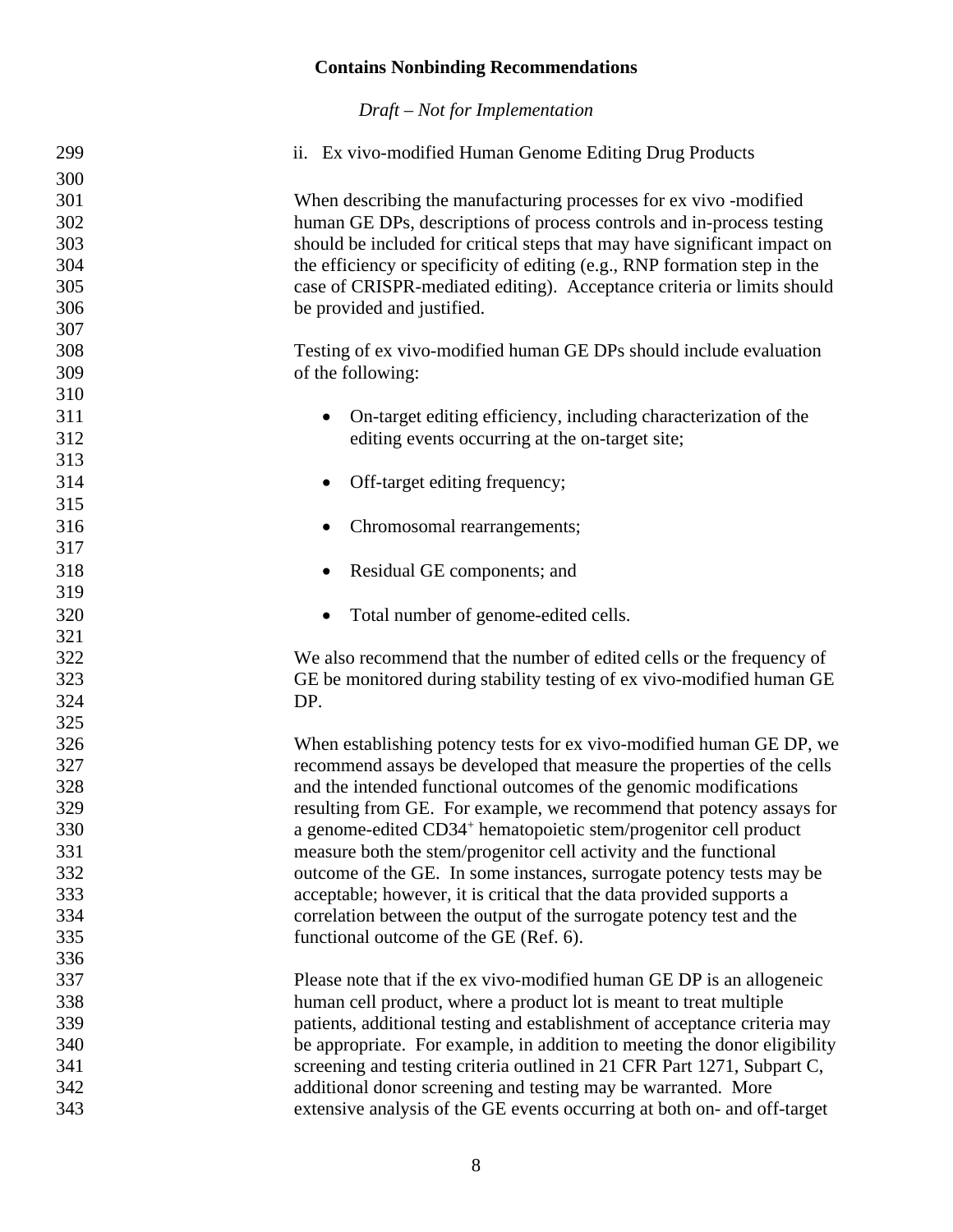ii. Ex vivo-modified Human Genome Editing Drug Products

When describing the manufacturing processes for ex vivo -modified human GE DPs, descriptions of process controls and in-process testing should be included for critical steps that may have significant impact on the efficiency or specificity of editing (e.g., RNP formation step in the case of CRISPR-mediated editing). Acceptance criteria or limits should be provided and justified.

Testing of ex vivo-modified human GE DPs should include evaluation of the following:

- On-target editing efficiency, including characterization of the editing events occurring at the on-target site;
- Off-target editing frequency;
- Chromosomal rearrangements;
- Residual GE components; and
- Total number of genome-edited cells.

We also recommend that the number of edited cells or the frequency of GE be monitored during stability testing of ex vivo-modified human GE DP.

When establishing potency tests for ex vivo-modified human GE DP, we recommend assays be developed that measure the properties of the cells and the intended functional outcomes of the genomic modifications resulting from GE. For example, we recommend that potency assays for a genome-edited $CD34^{+}$ hematopoietic stem/progenitor cell product measure both the stem/progenitor cell activity and the functional outcome of the GE. In some instances, surrogate potency tests may be acceptable; however, it is critical that the data provided supports a correlation between the output of the surrogate potency test and the functional outcome of the GE (Ref. 6).

Please note that if the ex vivo-modified human GE DP is an allogeneic human cell product, where a product lot is meant to treat multiple patients, additional testing and establishment of acceptance criteria may be appropriate. For example, in addition to meeting the donor eligibility screening and testing criteria outlined in 21 CFR Part 1271, Subpart C, additional donor screening and testing may be warranted. More extensive analysis of the GE events occurring at both on- and off-target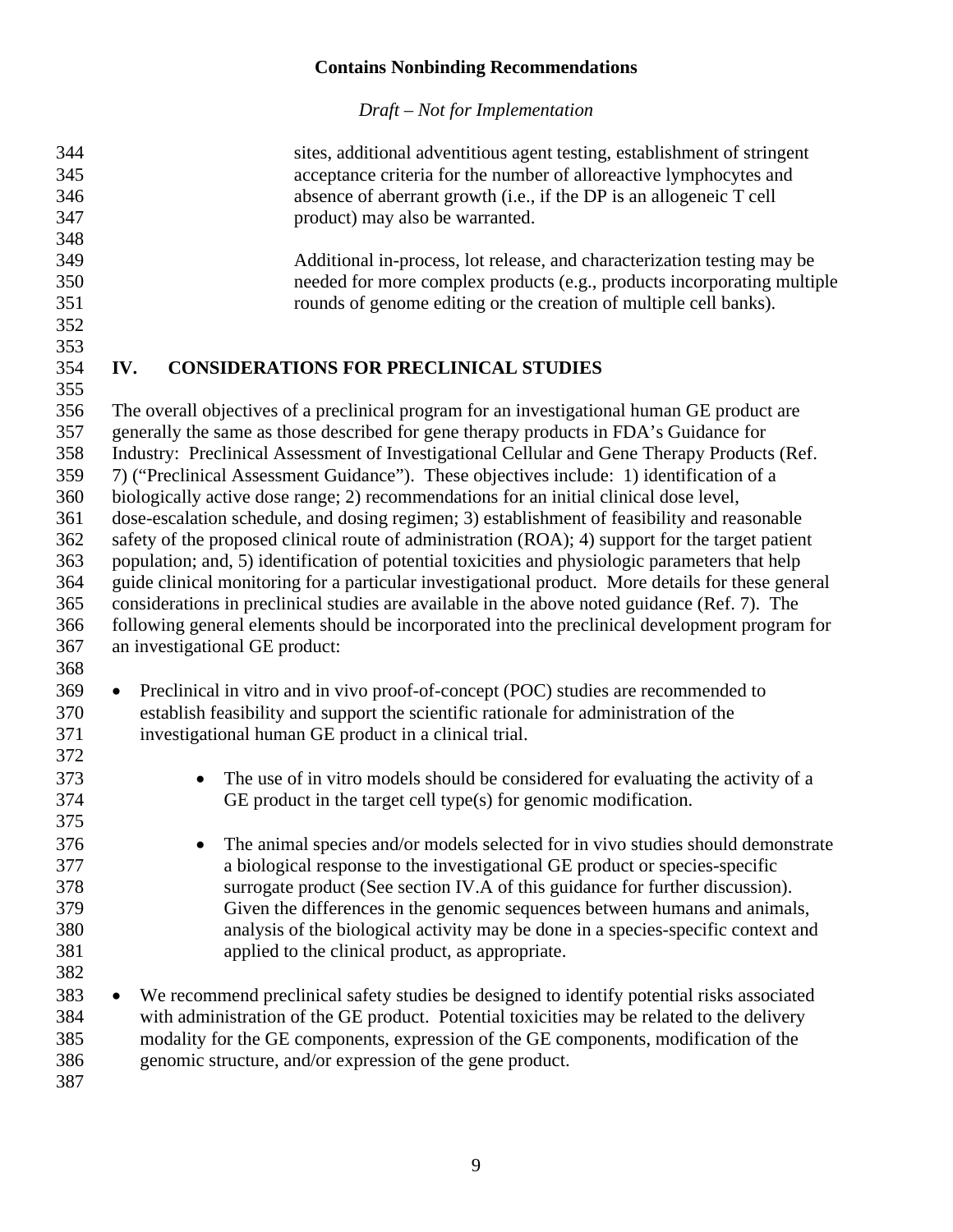sites, additional adventitious agent testing, establishment of stringent acceptance criteria for the number of alloreactive lymphocytes and absence of aberrant growth (i.e., if the DP is an allogeneic T cell product) may also be warranted.

Additional in-process, lot release, and characterization testing may be needed for more complex products (e.g., products incorporating multiple rounds of genome editing or the creation of multiple cell banks).

# IV. CONSIDERATIONS FOR PRECLINICAL STUDIES

The overall objectives of a preclinical program for an investigational human GE product are generally the same as those described for gene therapy products in FDA's Guidance for Industry: Preclinical Assessment of Investigational Cellular and Gene Therapy Products (Ref. 7) ("Preclinical Assessment Guidance"). These objectives include: 1) identification of a biologically active dose range; 2) recommendations for an initial clinical dose level, dose-escalation schedule, and dosing regimen; 3) establishment of feasibility and reasonable safety of the proposed clinical route of administration (ROA); 4) support for the target patient population; and, 5) identification of potential toxicities and physiologic parameters that help guide clinical monitoring for a particular investigational product. More details for these general considerations in preclinical studies are available in the above noted guidance (Ref. 7). The following general elements should be incorporated into the preclinical development program for an investigational GE product:

- Preclinical in vitro and in vivo proof-of-concept (POC) studies are recommended to establish feasibility and support the scientific rationale for administration of the investigational human GE product in a clinical trial.
  - The use of in vitro models should be considered for evaluating the activity of a GE product in the target cell type(s) for genomic modification.
  - The animal species and/or models selected for in vivo studies should demonstrate a biological response to the investigational GE product or species-specific surrogate product (See section IV.A of this guidance for further discussion). Given the differences in the genomic sequences between humans and animals, analysis of the biological activity may be done in a species-specific context and applied to the clinical product, as appropriate.
- We recommend preclinical safety studies be designed to identify potential risks associated with administration of the GE product. Potential toxicities may be related to the delivery modality for the GE components, expression of the GE components, modification of the genomic structure, and/or expression of the gene product.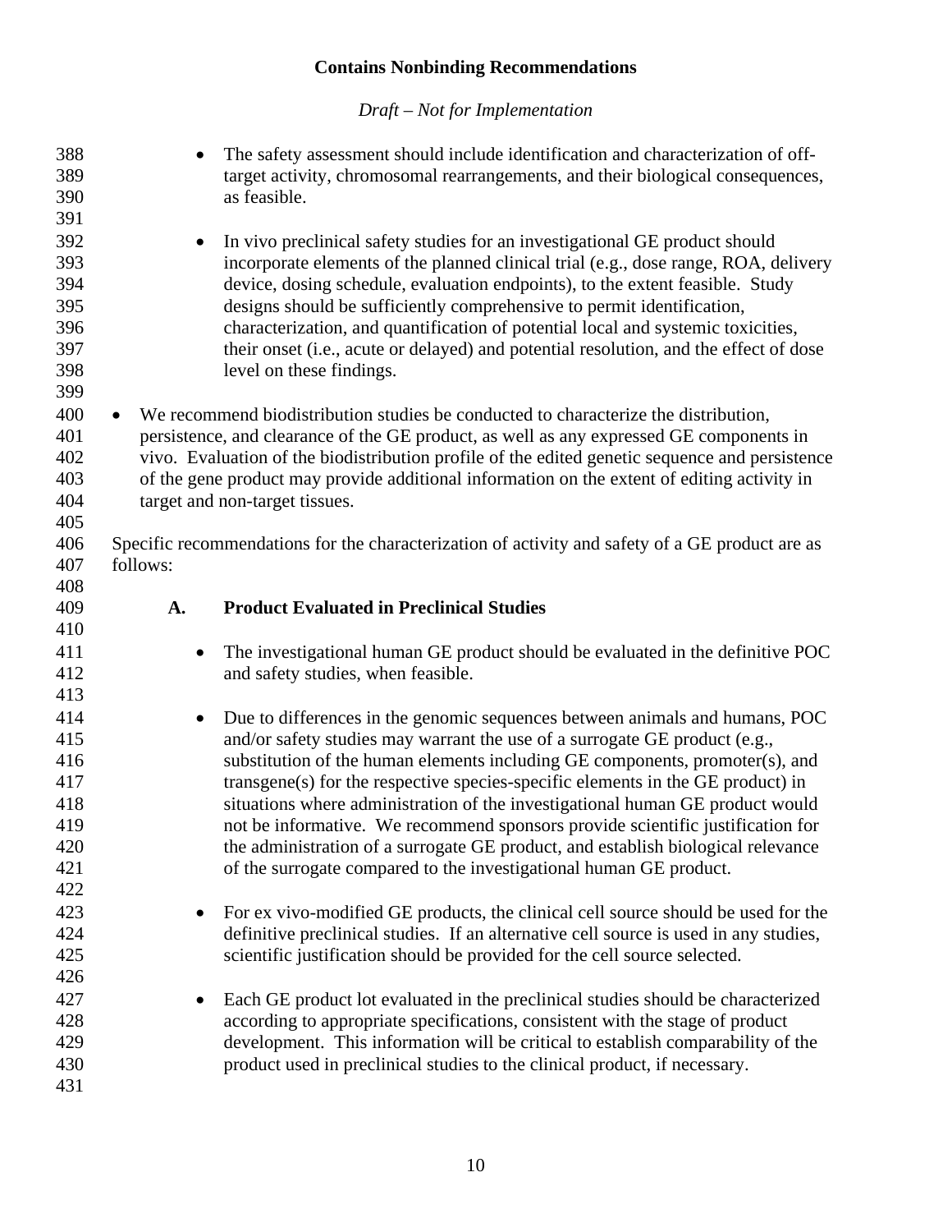- The safety assessment should include identification and characterization of off-target activity, chromosomal rearrangements, and their biological consequences, as feasible.

- In vivo preclinical safety studies for an investigational GE product should incorporate elements of the planned clinical trial (e.g., dose range, ROA, delivery device, dosing schedule, evaluation endpoints), to the extent feasible. Study designs should be sufficiently comprehensive to permit identification, characterization, and quantification of potential local and systemic toxicities, their onset (i.e., acute or delayed) and potential resolution, and the effect of dose level on these findings.

- We recommend biodistribution studies be conducted to characterize the distribution, persistence, and clearance of the GE product, as well as any expressed GE components in vivo. Evaluation of the biodistribution profile of the edited genetic sequence and persistence of the gene product may provide additional information on the extent of editing activity in target and non-target tissues.

Specific recommendations for the characterization of activity and safety of a GE product are as follows:

### A. Product Evaluated in Preclinical Studies

- The investigational human GE product should be evaluated in the definitive POC and safety studies, when feasible.

- Due to differences in the genomic sequences between animals and humans, POC and/or safety studies may warrant the use of a surrogate GE product (e.g., substitution of the human elements including GE components, promoter(s), and transgene(s) for the respective species-specific elements in the GE product) in situations where administration of the investigational human GE product would not be informative. We recommend sponsors provide scientific justification for the administration of a surrogate GE product, and establish biological relevance of the surrogate compared to the investigational human GE product.

- For ex vivo-modified GE products, the clinical cell source should be used for the definitive preclinical studies. If an alternative cell source is used in any studies, scientific justification should be provided for the cell source selected.

- Each GE product lot evaluated in the preclinical studies should be characterized according to appropriate specifications, consistent with the stage of product development. This information will be critical to establish comparability of the product used in preclinical studies to the clinical product, if necessary.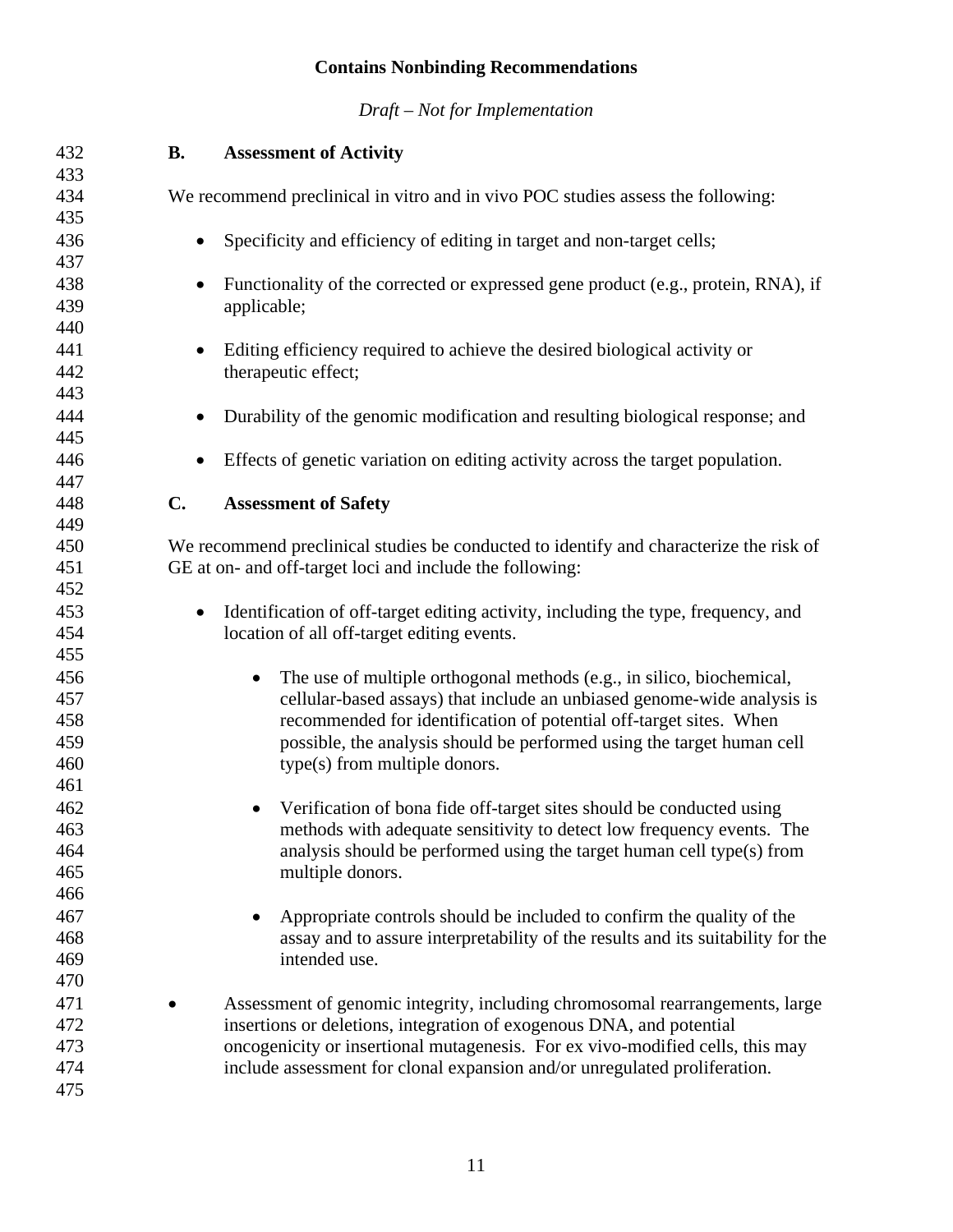### B. Assessment of Activity

We recommend preclinical in vitro and in vivo POC studies assess the following:

- Specificity and efficiency of editing in target and non-target cells;
- Functionality of the corrected or expressed gene product (e.g., protein, RNA), if applicable;
- Editing efficiency required to achieve the desired biological activity or therapeutic effect;
- Durability of the genomic modification and resulting biological response; and
- Effects of genetic variation on editing activity across the target population.

### C. Assessment of Safety

We recommend preclinical studies be conducted to identify and characterize the risk of GE at on- and off-target loci and include the following:

- Identification of off-target editing activity, including the type, frequency, and location of all off-target editing events.
  - The use of multiple orthogonal methods (e.g., in silico, biochemical, cellular-based assays) that include an unbiased genome-wide analysis is recommended for identification of potential off-target sites. When possible, the analysis should be performed using the target human cell type(s) from multiple donors.
  - Verification of bona fide off-target sites should be conducted using methods with adequate sensitivity to detect low frequency events. The analysis should be performed using the target human cell type(s) from multiple donors.
  - Appropriate controls should be included to confirm the quality of the assay and to assure interpretability of the results and its suitability for the intended use.
- Assessment of genomic integrity, including chromosomal rearrangements, large insertions or deletions, integration of exogenous DNA, and potential oncogenicity or insertional mutagenesis. For ex vivo-modified cells, this may include assessment for clonal expansion and/or unregulated proliferation.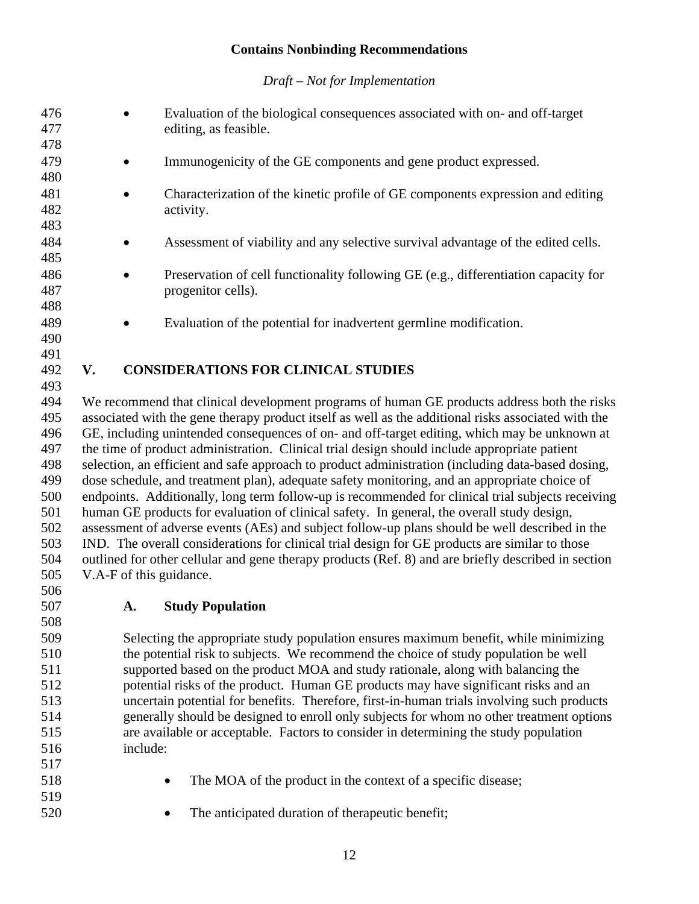- Evaluation of the biological consequences associated with on- and off-target editing, as feasible.

- Immunogenicity of the GE components and gene product expressed.

- Characterization of the kinetic profile of GE components expression and editing activity.

- Assessment of viability and any selective survival advantage of the edited cells.

- Preservation of cell functionality following GE (e.g., differentiation capacity for progenitor cells).

- Evaluation of the potential for inadvertent germline modification.

## V. CONSIDERATIONS FOR CLINICAL STUDIES

We recommend that clinical development programs of human GE products address both the risks associated with the gene therapy product itself as well as the additional risks associated with the GE, including unintended consequences of on- and off-target editing, which may be unknown at the time of product administration. Clinical trial design should include appropriate patient selection, an efficient and safe approach to product administration (including data-based dosing, dose schedule, and treatment plan), adequate safety monitoring, and an appropriate choice of endpoints. Additionally, long term follow-up is recommended for clinical trial subjects receiving human GE products for evaluation of clinical safety. In general, the overall study design, assessment of adverse events (AEs) and subject follow-up plans should be well described in the IND. The overall considerations for clinical trial design for GE products are similar to those outlined for other cellular and gene therapy products (Ref. 8) and are briefly described in section V.A-F of this guidance.

### A. Study Population

Selecting the appropriate study population ensures maximum benefit, while minimizing the potential risk to subjects. We recommend the choice of study population be well supported based on the product MOA and study rationale, along with balancing the potential risks of the product. Human GE products may have significant risks and an uncertain potential for benefits. Therefore, first-in-human trials involving such products generally should be designed to enroll only subjects for whom no other treatment options are available or acceptable. Factors to consider in determining the study population include:

- The MOA of the product in the context of a specific disease;

- The anticipated duration of therapeutic benefit;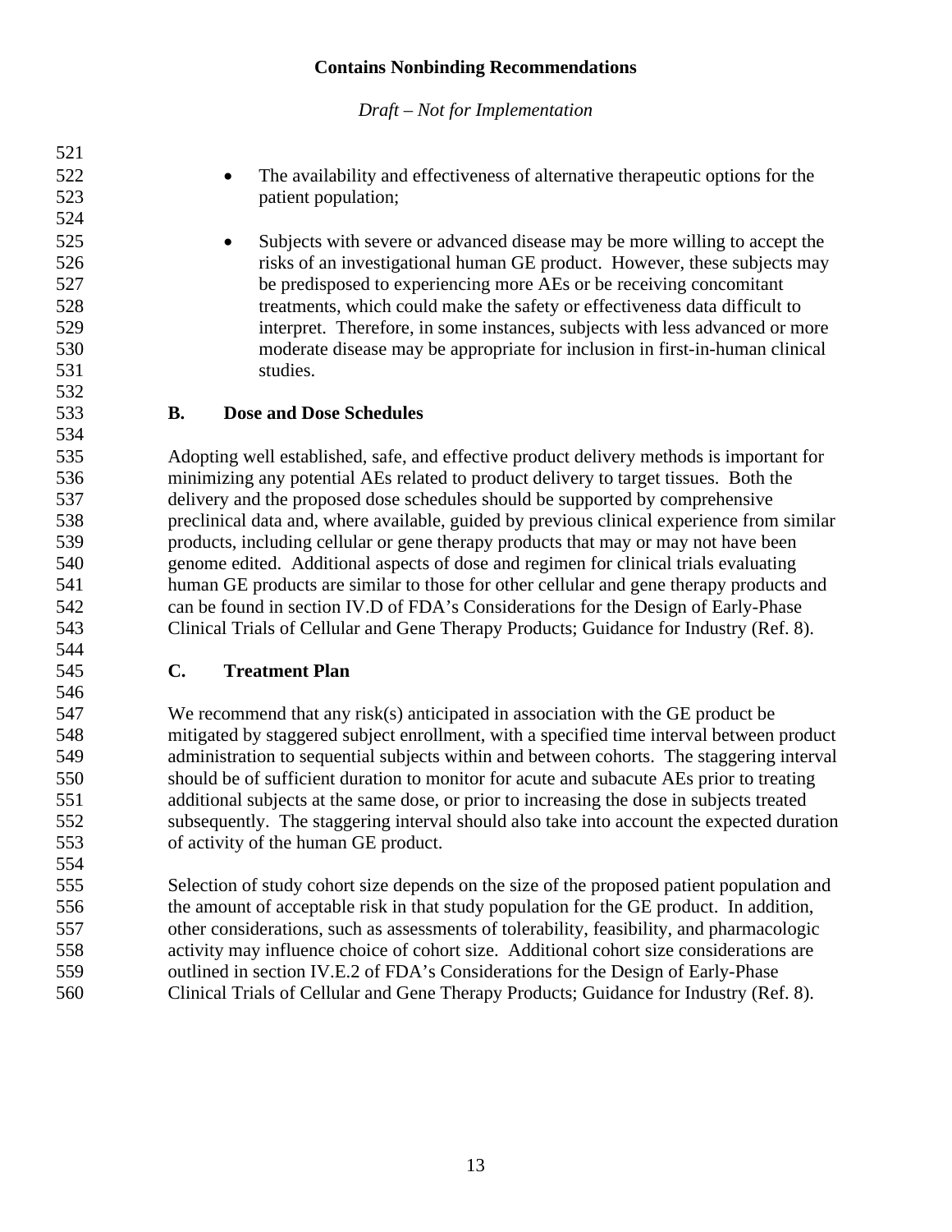- The availability and effectiveness of alternative therapeutic options for the patient population;

- Subjects with severe or advanced disease may be more willing to accept the risks of an investigational human GE product. However, these subjects may be predisposed to experiencing more AEs or be receiving concomitant treatments, which could make the safety or effectiveness data difficult to interpret. Therefore, in some instances, subjects with less advanced or more moderate disease may be appropriate for inclusion in first-in-human clinical studies.

### B. Dose and Dose Schedules

Adopting well established, safe, and effective product delivery methods is important for minimizing any potential AEs related to product delivery to target tissues. Both the delivery and the proposed dose schedules should be supported by comprehensive preclinical data and, where available, guided by previous clinical experience from similar products, including cellular or gene therapy products that may or may not have been genome edited. Additional aspects of dose and regimen for clinical trials evaluating human GE products are similar to those for other cellular and gene therapy products and can be found in section IV.D of FDA's Considerations for the Design of Early-Phase Clinical Trials of Cellular and Gene Therapy Products; Guidance for Industry (Ref. 8).

### C. Treatment Plan

We recommend that any risk(s) anticipated in association with the GE product be mitigated by staggered subject enrollment, with a specified time interval between product administration to sequential subjects within and between cohorts. The staggering interval should be of sufficient duration to monitor for acute and subacute AEs prior to treating additional subjects at the same dose, or prior to increasing the dose in subjects treated subsequently. The staggering interval should also take into account the expected duration of activity of the human GE product.

Selection of study cohort size depends on the size of the proposed patient population and the amount of acceptable risk in that study population for the GE product. In addition, other considerations, such as assessments of tolerability, feasibility, and pharmacologic activity may influence choice of cohort size. Additional cohort size considerations are outlined in section IV.E.2 of FDA's Considerations for the Design of Early-Phase Clinical Trials of Cellular and Gene Therapy Products; Guidance for Industry (Ref. 8).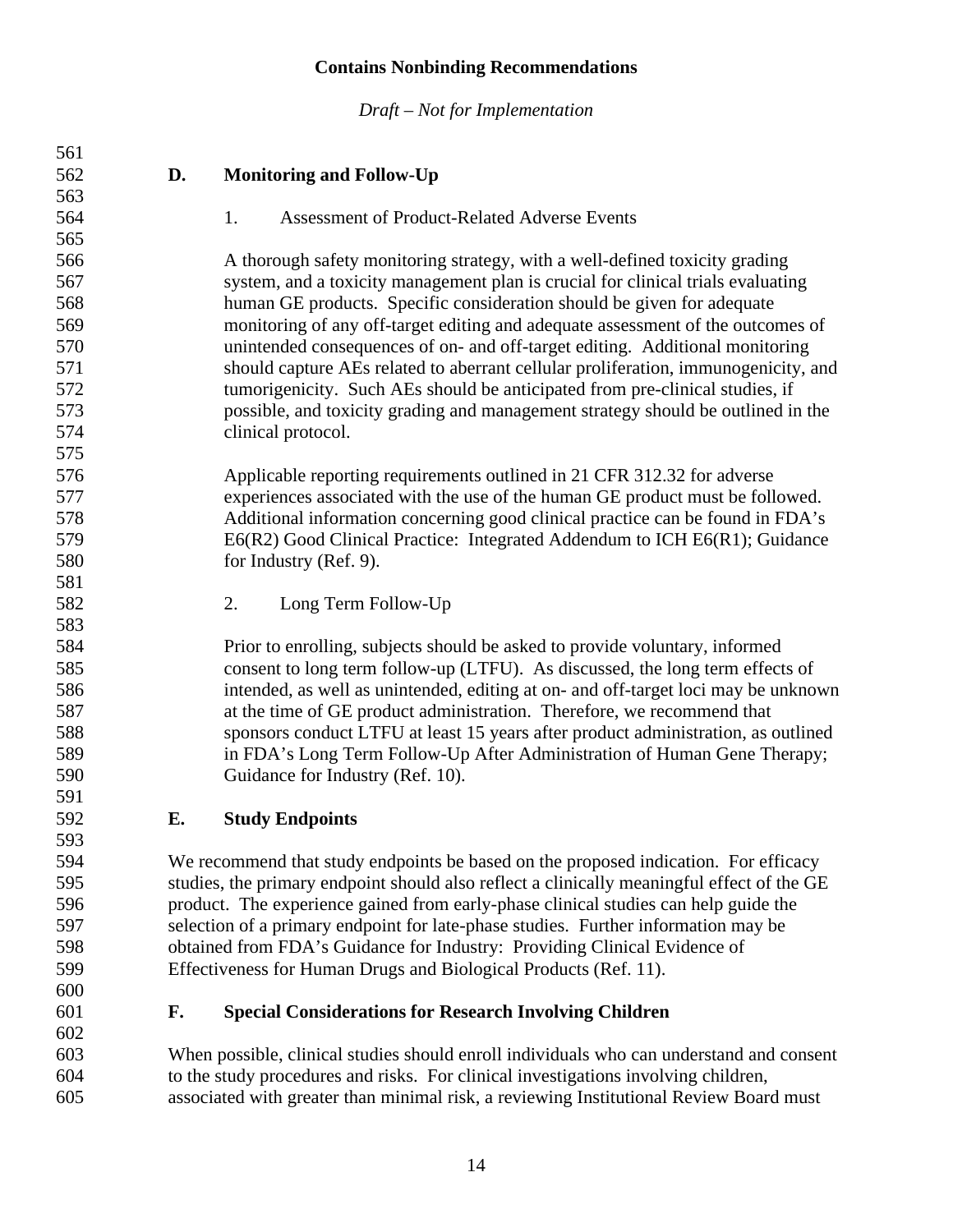### D. Monitoring and Follow-Up

#### 1. Assessment of Product-Related Adverse Events

A thorough safety monitoring strategy, with a well-defined toxicity grading system, and a toxicity management plan is crucial for clinical trials evaluating human GE products. Specific consideration should be given for adequate monitoring of any off-target editing and adequate assessment of the outcomes of unintended consequences of on- and off-target editing. Additional monitoring should capture AEs related to aberrant cellular proliferation, immunogenicity, and tumorigenicity. Such AEs should be anticipated from pre-clinical studies, if possible, and toxicity grading and management strategy should be outlined in the clinical protocol.

Applicable reporting requirements outlined in 21 CFR 312.32 for adverse experiences associated with the use of the human GE product must be followed. Additional information concerning good clinical practice can be found in FDA's E6(R2) Good Clinical Practice: Integrated Addendum to ICH E6(R1); Guidance for Industry (Ref. 9).

#### 2. Long Term Follow-Up

Prior to enrolling, subjects should be asked to provide voluntary, informed consent to long term follow-up (LTFU). As discussed, the long term effects of intended, as well as unintended, editing at on- and off-target loci may be unknown at the time of GE product administration. Therefore, we recommend that sponsors conduct LTFU at least 15 years after product administration, as outlined in FDA's Long Term Follow-Up After Administration of Human Gene Therapy; Guidance for Industry (Ref. 10).

### E. Study Endpoints

We recommend that study endpoints be based on the proposed indication. For efficacy studies, the primary endpoint should also reflect a clinically meaningful effect of the GE product. The experience gained from early-phase clinical studies can help guide the selection of a primary endpoint for late-phase studies. Further information may be obtained from FDA's Guidance for Industry: Providing Clinical Evidence of Effectiveness for Human Drugs and Biological Products (Ref. 11).

### F. Special Considerations for Research Involving Children

When possible, clinical studies should enroll individuals who can understand and consent to the study procedures and risks. For clinical investigations involving children, associated with greater than minimal risk, a reviewing Institutional Review Board must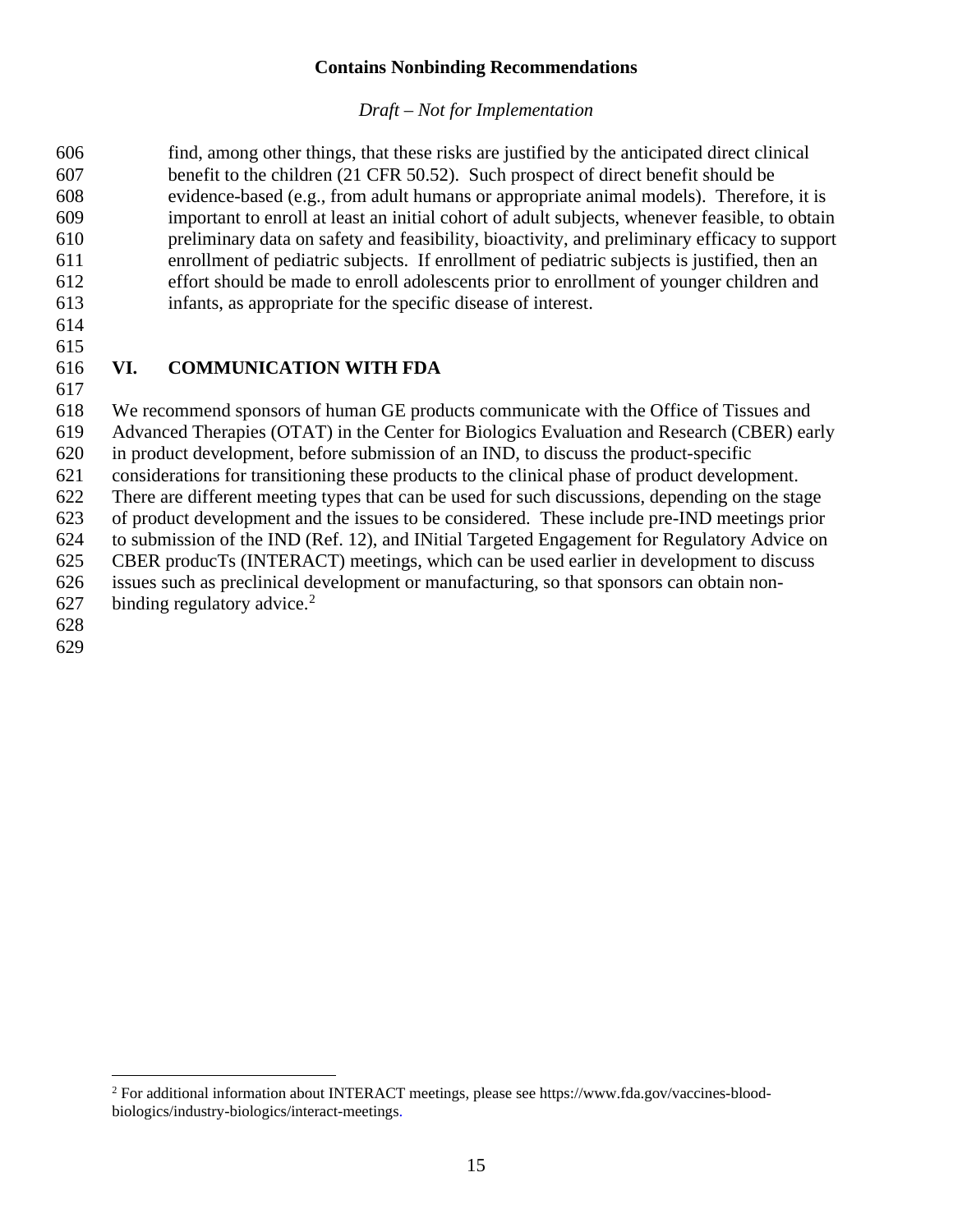find, among other things, that these risks are justified by the anticipated direct clinical benefit to the children (21 CFR 50.52). Such prospect of direct benefit should be evidence-based (e.g., from adult humans or appropriate animal models). Therefore, it is important to enroll at least an initial cohort of adult subjects, whenever feasible, to obtain preliminary data on safety and feasibility, bioactivity, and preliminary efficacy to support enrollment of pediatric subjects. If enrollment of pediatric subjects is justified, then an effort should be made to enroll adolescents prior to enrollment of younger children and infants, as appropriate for the specific disease of interest.

## VI. COMMUNICATION WITH FDA

We recommend sponsors of human GE products communicate with the Office of Tissues and Advanced Therapies (OTAT) in the Center for Biologics Evaluation and Research (CBER) early in product development, before submission of an IND, to discuss the product-specific considerations for transitioning these products to the clinical phase of product development. There are different meeting types that can be used for such discussions, depending on the stage of product development and the issues to be considered. These include pre-IND meetings prior to submission of the IND (Ref. 12), and INitial Targeted Engagement for Regulatory Advice on CBER producTs (INTERACT) meetings, which can be used earlier in development to discuss issues such as preclinical development or manufacturing, so that sponsors can obtain non-binding regulatory advice.[2]

---

[2] For additional information about INTERACT meetings, please see https://www.fda.gov/vaccines-blood-biologics/industry-biologics/interact-meetings.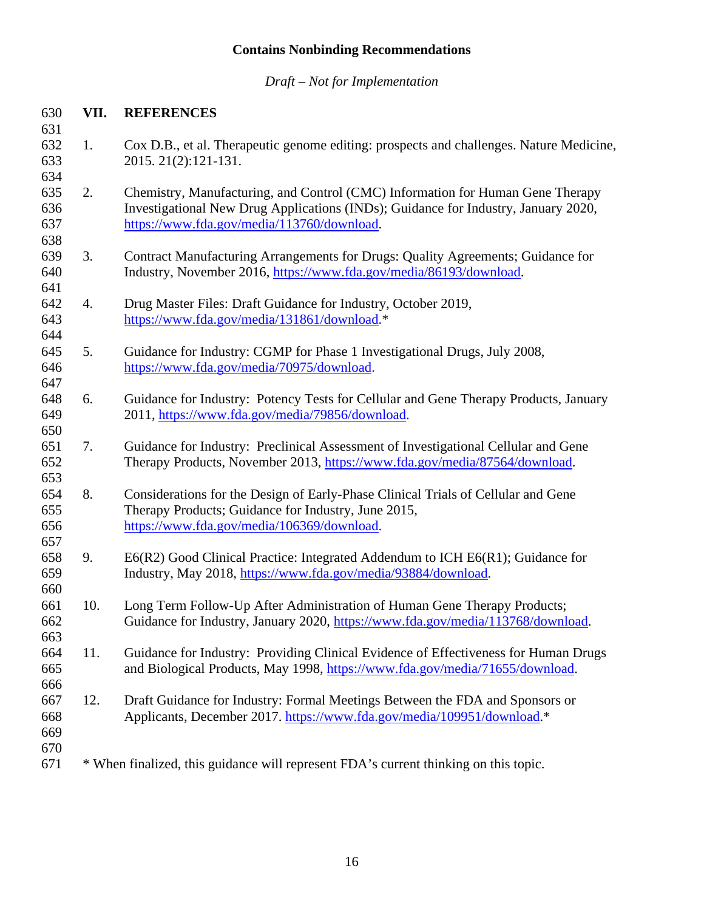## VII. REFERENCES

1. Cox D.B., et al. Therapeutic genome editing: prospects and challenges. Nature Medicine, 2015. 21(2):121-131.

2. Chemistry, Manufacturing, and Control (CMC) Information for Human Gene Therapy Investigational New Drug Applications (INDs); Guidance for Industry, January 2020, https://www.fda.gov/media/113760/download.

3. Contract Manufacturing Arrangements for Drugs: Quality Agreements; Guidance for Industry, November 2016, https://www.fda.gov/media/86193/download.

4. Drug Master Files: Draft Guidance for Industry, October 2019, https://www.fda.gov/media/131861/download.*

5. Guidance for Industry: CGMP for Phase 1 Investigational Drugs, July 2008, https://www.fda.gov/media/70975/download.

6. Guidance for Industry: Potency Tests for Cellular and Gene Therapy Products, January 2011, https://www.fda.gov/media/79856/download.

7. Guidance for Industry: Preclinical Assessment of Investigational Cellular and Gene Therapy Products, November 2013, https://www.fda.gov/media/87564/download.

8. Considerations for the Design of Early-Phase Clinical Trials of Cellular and Gene Therapy Products; Guidance for Industry, June 2015, https://www.fda.gov/media/106369/download.

9. E6(R2) Good Clinical Practice: Integrated Addendum to ICH E6(R1); Guidance for Industry, May 2018, https://www.fda.gov/media/93884/download.

10. Long Term Follow-Up After Administration of Human Gene Therapy Products; Guidance for Industry, January 2020, https://www.fda.gov/media/113768/download.

11. Guidance for Industry: Providing Clinical Evidence of Effectiveness for Human Drugs and Biological Products, May 1998, https://www.fda.gov/media/71655/download.

12. Draft Guidance for Industry: Formal Meetings Between the FDA and Sponsors or Applicants, December 2017. https://www.fda.gov/media/109951/download.*

\* When finalized, this guidance will represent FDA's current thinking on this topic.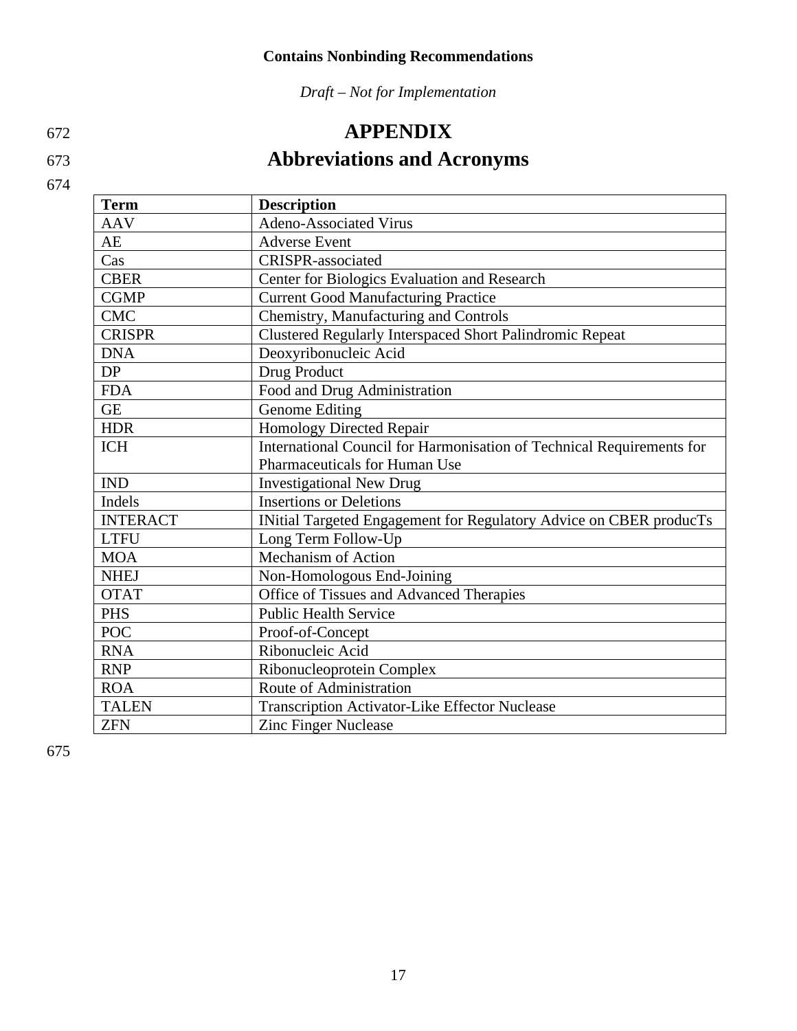# APPENDIX

## Abbreviations and Acronyms

| Term | Description |
|---|---|
| AAV | Adeno-Associated Virus |
| AE | Adverse Event |
| Cas | CRISPR-associated |
| CBER | Center for Biologics Evaluation and Research |
| CGMP | Current Good Manufacturing Practice |
| CMC | Chemistry, Manufacturing and Controls |
| CRISPR | Clustered Regularly Interspaced Short Palindromic Repeat |
| DNA | Deoxyribonucleic Acid |
| DP | Drug Product |
| FDA | Food and Drug Administration |
| GE | Genome Editing |
| HDR | Homology Directed Repair |
| ICH | International Council for Harmonisation of Technical Requirements for Pharmaceuticals for Human Use |
| IND | Investigational New Drug |
| Indels | Insertions or Deletions |
| INTERACT | INitial Targeted Engagement for Regulatory Advice on CBER producTs |
| LTFU | Long Term Follow-Up |
| MOA | Mechanism of Action |
| NHEJ | Non-Homologous End-Joining |
| OTAT | Office of Tissues and Advanced Therapies |
| PHS | Public Health Service |
| POC | Proof-of-Concept |
| RNA | Ribonucleic Acid |
| RNP | Ribonucleoprotein Complex |
| ROA | Route of Administration |
| TALEN | Transcription Activator-Like Effector Nuclease |
| ZFN | Zinc Finger Nuclease |